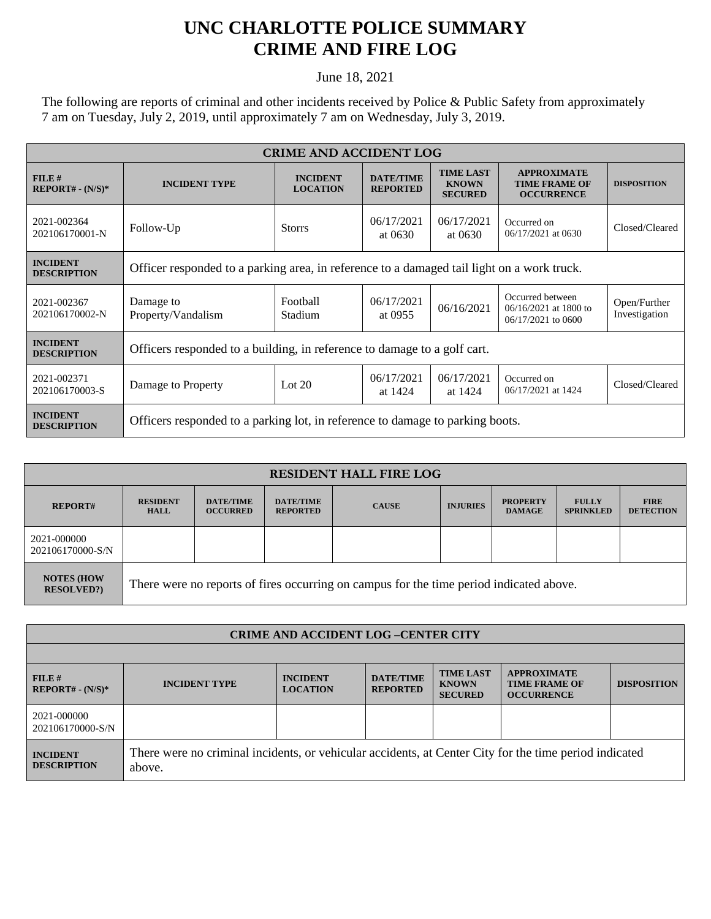# UNC CHARLOTTE POLICE SUMMARY
# CRIME AND FIRE LOG

June 18, 2021

The following are reports of criminal and other incidents received by Police & Public Safety from approximately 7 am on Tuesday, July 2, 2019, until approximately 7 am on Wednesday, July 3, 2019.

| CRIME AND ACCIDENT LOG | | | | | | |
|---|---|---|---|---|---|---|
| **FILE # REPORT# - (N/S)*** | **INCIDENT TYPE** | **INCIDENT LOCATION** | **DATE/TIME REPORTED** | **TIME LAST KNOWN SECURED** | **APPROXIMATE TIME FRAME OF OCCURRENCE** | **DISPOSITION** |
| 2021-002364 202106170001-N | Follow-Up | Storrs | 06/17/2021 at 0630 | 06/17/2021 at 0630 | Occurred on 06/17/2021 at 0630 | Closed/Cleared |
| **INCIDENT DESCRIPTION** | Officer responded to a parking area, in reference to a damaged tail light on a work truck. | | | | | |
| 2021-002367 202106170002-N | Damage to Property/Vandalism | Football Stadium | 06/17/2021 at 0955 | 06/16/2021 | Occurred between 06/16/2021 at 1800 to 06/17/2021 to 0600 | Open/Further Investigation |
| **INCIDENT DESCRIPTION** | Officers responded to a building, in reference to damage to a golf cart. | | | | | |
| 2021-002371 202106170003-S | Damage to Property | Lot 20 | 06/17/2021 at 1424 | 06/17/2021 at 1424 | Occurred on 06/17/2021 at 1424 | Closed/Cleared |
| **INCIDENT DESCRIPTION** | Officers responded to a parking lot, in reference to damage to parking boots. | | | | | |

| RESIDENT HALL FIRE LOG | | | | | | | | |
|---|---|---|---|---|---|---|---|---|
| **REPORT#** | **RESIDENT HALL** | **DATE/TIME OCCURRED** | **DATE/TIME REPORTED** | **CAUSE** | **INJURIES** | **PROPERTY DAMAGE** | **FULLY SPRINKLED** | **FIRE DETECTION** |
| 2021-000000 202106170000-S/N | | | | | | | | |
| **NOTES (HOW RESOLVED?)** | There were no reports of fires occurring on campus for the time period indicated above. | | | | | | | |

| CRIME AND ACCIDENT LOG –CENTER CITY | | | | | | |
|---|---|---|---|---|---|---|
| **FILE # REPORT# - (N/S)*** | **INCIDENT TYPE** | **INCIDENT LOCATION** | **DATE/TIME REPORTED** | **TIME LAST KNOWN SECURED** | **APPROXIMATE TIME FRAME OF OCCURRENCE** | **DISPOSITION** |
| 2021-000000 202106170000-S/N | | | | | | |
| **INCIDENT DESCRIPTION** | There were no criminal incidents, or vehicular accidents, at Center City for the time period indicated above. | | | | | |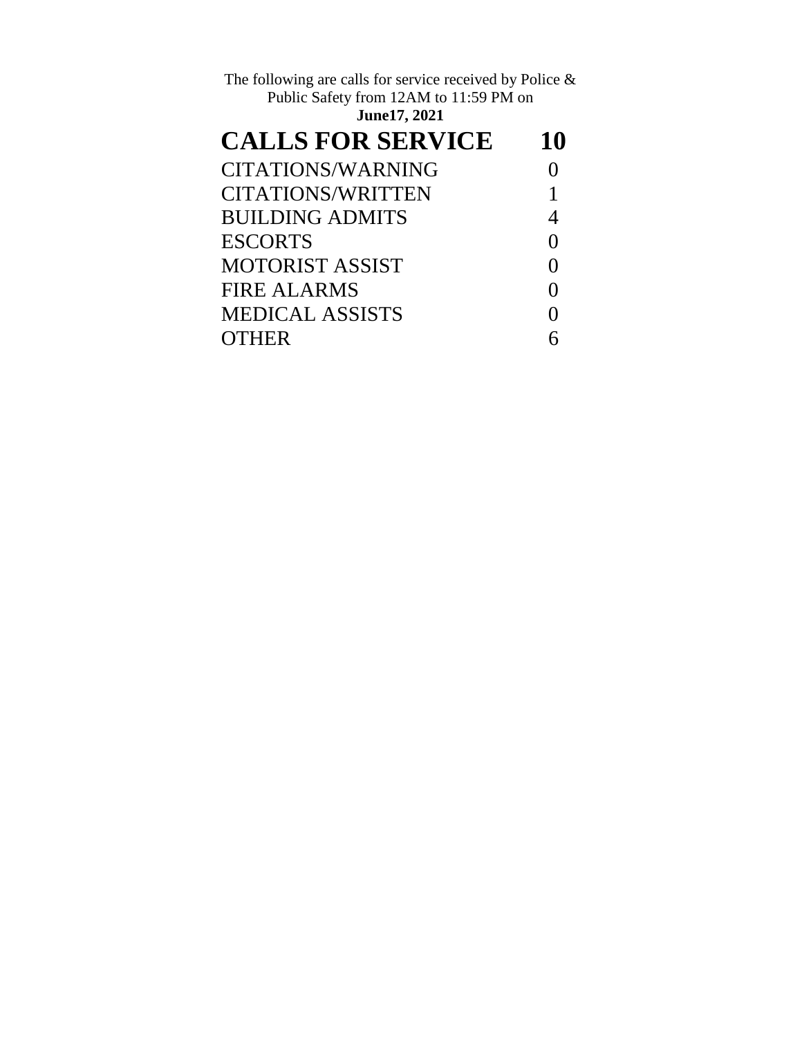The following are calls for service received by Police & Public Safety from 12AM to 11:59 PM on

**June17, 2021**

| | |
|---|---|
| **CALLS FOR SERVICE** | **10** |
| CITATIONS/WARNING | 0 |
| CITATIONS/WRITTEN | 1 |
| BUILDING ADMITS | 4 |
| ESCORTS | 0 |
| MOTORIST ASSIST | 0 |
| FIRE ALARMS | 0 |
| MEDICAL ASSISTS | 0 |
| OTHER | 6 |